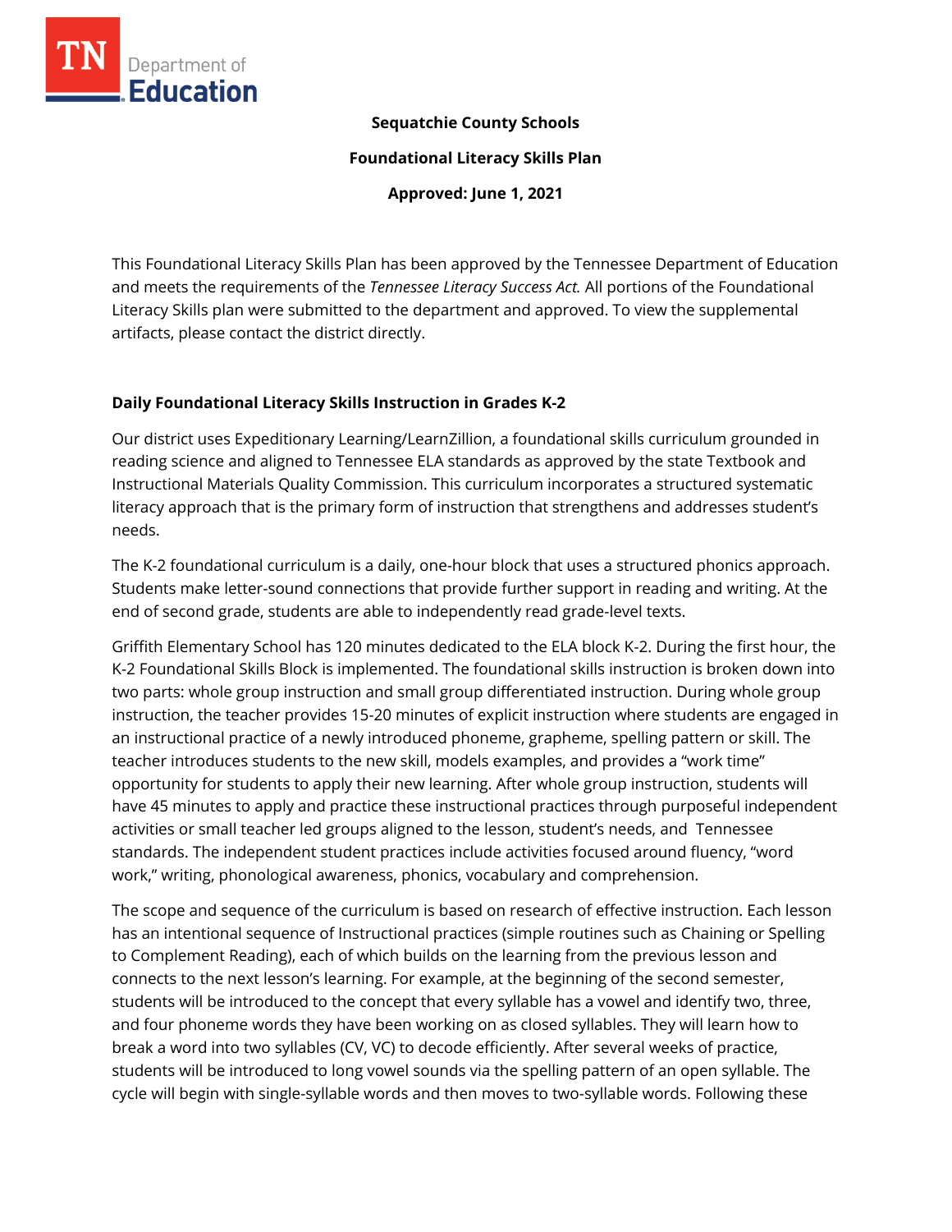**Sequatchie County Schools**

**Foundational Literacy Skills Plan**

**Approved: June 1, 2021**

This Foundational Literacy Skills Plan has been approved by the Tennessee Department of Education and meets the requirements of the *Tennessee Literacy Success Act.* All portions of the Foundational Literacy Skills plan were submitted to the department and approved. To view the supplemental artifacts, please contact the district directly.

## Daily Foundational Literacy Skills Instruction in Grades K-2

Our district uses Expeditionary Learning/LearnZillion, a foundational skills curriculum grounded in reading science and aligned to Tennessee ELA standards as approved by the state Textbook and Instructional Materials Quality Commission. This curriculum incorporates a structured systematic literacy approach that is the primary form of instruction that strengthens and addresses student's needs.

The K-2 foundational curriculum is a daily, one-hour block that uses a structured phonics approach. Students make letter-sound connections that provide further support in reading and writing. At the end of second grade, students are able to independently read grade-level texts.

Griffith Elementary School has 120 minutes dedicated to the ELA block K-2. During the first hour, the K-2 Foundational Skills Block is implemented. The foundational skills instruction is broken down into two parts: whole group instruction and small group differentiated instruction. During whole group instruction, the teacher provides 15-20 minutes of explicit instruction where students are engaged in an instructional practice of a newly introduced phoneme, grapheme, spelling pattern or skill. The teacher introduces students to the new skill, models examples, and provides a "work time" opportunity for students to apply their new learning. After whole group instruction, students will have 45 minutes to apply and practice these instructional practices through purposeful independent activities or small teacher led groups aligned to the lesson, student's needs, and Tennessee standards. The independent student practices include activities focused around fluency, "word work," writing, phonological awareness, phonics, vocabulary and comprehension.

The scope and sequence of the curriculum is based on research of effective instruction. Each lesson has an intentional sequence of Instructional practices (simple routines such as Chaining or Spelling to Complement Reading), each of which builds on the learning from the previous lesson and connects to the next lesson's learning. For example, at the beginning of the second semester, students will be introduced to the concept that every syllable has a vowel and identify two, three, and four phoneme words they have been working on as closed syllables. They will learn how to break a word into two syllables (CV, VC) to decode efficiently. After several weeks of practice, students will be introduced to long vowel sounds via the spelling pattern of an open syllable. The cycle will begin with single-syllable words and then moves to two-syllable words. Following these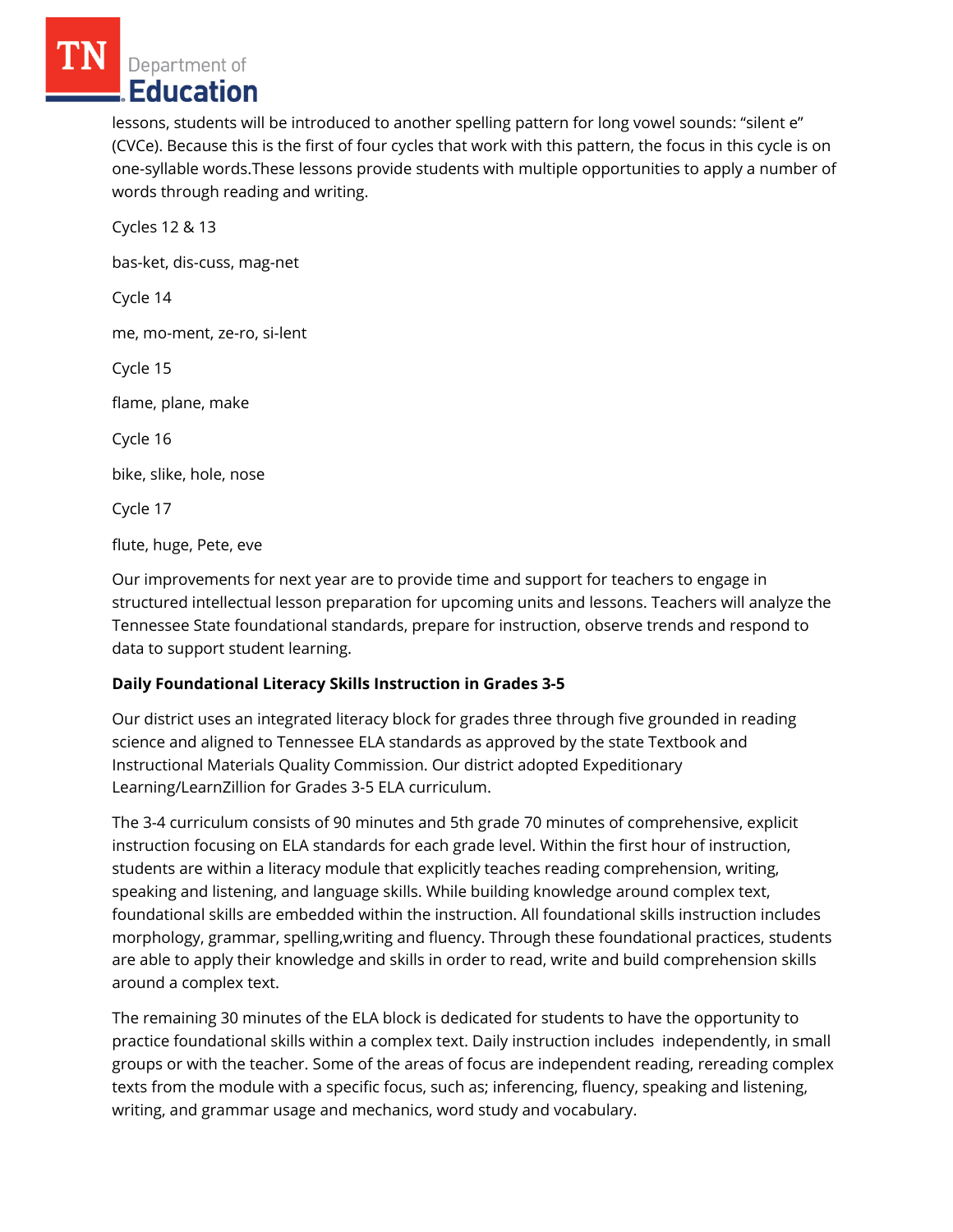lessons, students will be introduced to another spelling pattern for long vowel sounds: "silent e" (CVCe). Because this is the first of four cycles that work with this pattern, the focus in this cycle is on one-syllable words.These lessons provide students with multiple opportunities to apply a number of words through reading and writing.

Cycles 12 & 13

bas-ket, dis-cuss, mag-net

Cycle 14

me, mo-ment, ze-ro, si-lent

Cycle 15

flame, plane, make

Cycle 16

bike, slike, hole, nose

Cycle 17

flute, huge, Pete, eve

Our improvements for next year are to provide time and support for teachers to engage in structured intellectual lesson preparation for upcoming units and lessons. Teachers will analyze the Tennessee State foundational standards, prepare for instruction, observe trends and respond to data to support student learning.

**Daily Foundational Literacy Skills Instruction in Grades 3-5**

Our district uses an integrated literacy block for grades three through five grounded in reading science and aligned to Tennessee ELA standards as approved by the state Textbook and Instructional Materials Quality Commission. Our district adopted Expeditionary Learning/LearnZillion for Grades 3-5 ELA curriculum.

The 3-4 curriculum consists of 90 minutes and 5th grade 70 minutes of comprehensive, explicit instruction focusing on ELA standards for each grade level. Within the first hour of instruction, students are within a literacy module that explicitly teaches reading comprehension, writing, speaking and listening, and language skills. While building knowledge around complex text, foundational skills are embedded within the instruction. All foundational skills instruction includes morphology, grammar, spelling,writing and fluency. Through these foundational practices, students are able to apply their knowledge and skills in order to read, write and build comprehension skills around a complex text.

The remaining 30 minutes of the ELA block is dedicated for students to have the opportunity to practice foundational skills within a complex text. Daily instruction includes independently, in small groups or with the teacher. Some of the areas of focus are independent reading, rereading complex texts from the module with a specific focus, such as; inferencing, fluency, speaking and listening, writing, and grammar usage and mechanics, word study and vocabulary.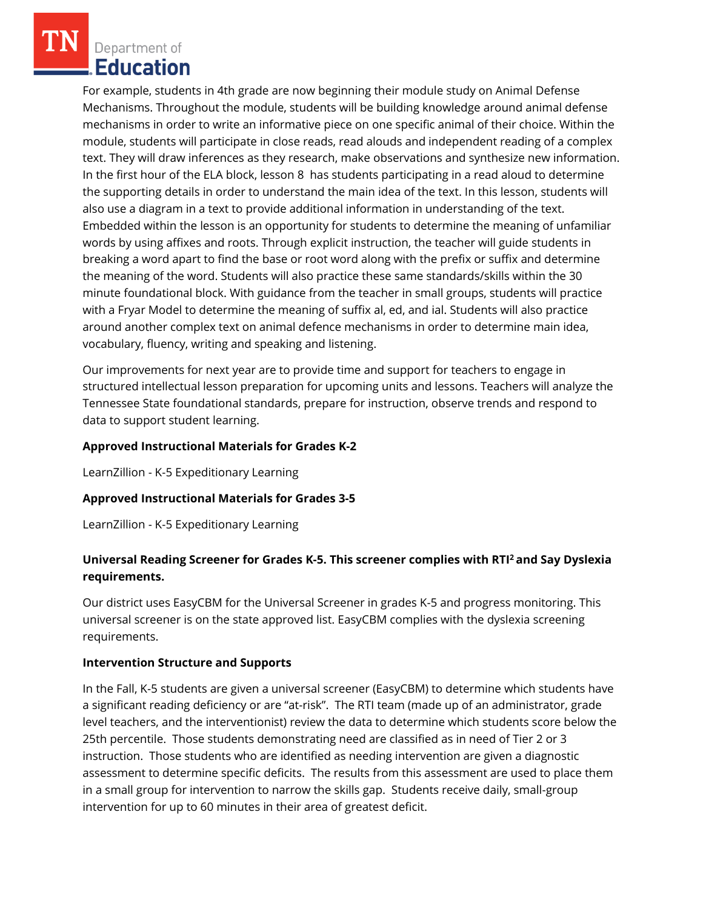For example, students in 4th grade are now beginning their module study on Animal Defense Mechanisms. Throughout the module, students will be building knowledge around animal defense mechanisms in order to write an informative piece on one specific animal of their choice. Within the module, students will participate in close reads, read alouds and independent reading of a complex text. They will draw inferences as they research, make observations and synthesize new information. In the first hour of the ELA block, lesson 8 has students participating in a read aloud to determine the supporting details in order to understand the main idea of the text. In this lesson, students will also use a diagram in a text to provide additional information in understanding of the text. Embedded within the lesson is an opportunity for students to determine the meaning of unfamiliar words by using affixes and roots. Through explicit instruction, the teacher will guide students in breaking a word apart to find the base or root word along with the prefix or suffix and determine the meaning of the word. Students will also practice these same standards/skills within the 30 minute foundational block. With guidance from the teacher in small groups, students will practice with a Fryar Model to determine the meaning of suffix al, ed, and ial. Students will also practice around another complex text on animal defence mechanisms in order to determine main idea, vocabulary, fluency, writing and speaking and listening.

Our improvements for next year are to provide time and support for teachers to engage in structured intellectual lesson preparation for upcoming units and lessons. Teachers will analyze the Tennessee State foundational standards, prepare for instruction, observe trends and respond to data to support student learning.

**Approved Instructional Materials for Grades K-2**

LearnZillion - K-5 Expeditionary Learning

**Approved Instructional Materials for Grades 3-5**

LearnZillion - K-5 Expeditionary Learning

**Universal Reading Screener for Grades K-5. This screener complies with RTI² and Say Dyslexia requirements.**

Our district uses EasyCBM for the Universal Screener in grades K-5 and progress monitoring. This universal screener is on the state approved list. EasyCBM complies with the dyslexia screening requirements.

**Intervention Structure and Supports**

In the Fall, K-5 students are given a universal screener (EasyCBM) to determine which students have a significant reading deficiency or are "at-risk". The RTI team (made up of an administrator, grade level teachers, and the interventionist) review the data to determine which students score below the 25th percentile. Those students demonstrating need are classified as in need of Tier 2 or 3 instruction. Those students who are identified as needing intervention are given a diagnostic assessment to determine specific deficits. The results from this assessment are used to place them in a small group for intervention to narrow the skills gap. Students receive daily, small-group intervention for up to 60 minutes in their area of greatest deficit.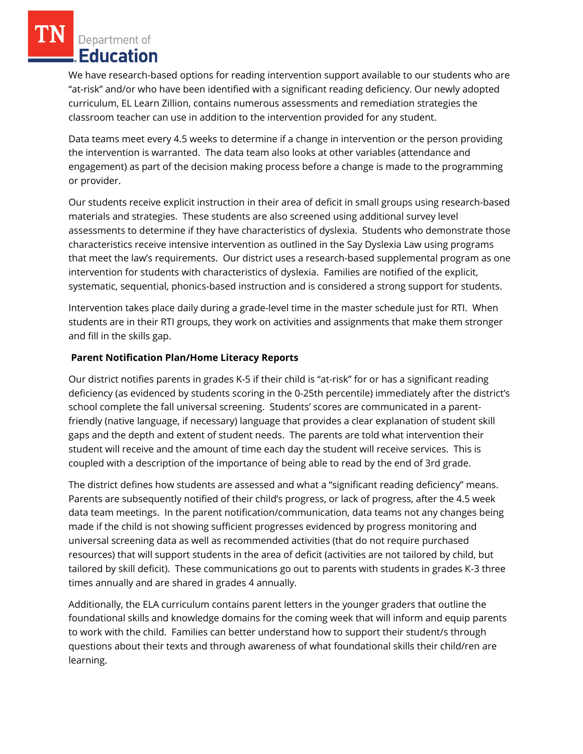We have research-based options for reading intervention support available to our students who are "at-risk" and/or who have been identified with a significant reading deficiency. Our newly adopted curriculum, EL Learn Zillion, contains numerous assessments and remediation strategies the classroom teacher can use in addition to the intervention provided for any student.

Data teams meet every 4.5 weeks to determine if a change in intervention or the person providing the intervention is warranted. The data team also looks at other variables (attendance and engagement) as part of the decision making process before a change is made to the programming or provider.

Our students receive explicit instruction in their area of deficit in small groups using research-based materials and strategies. These students are also screened using additional survey level assessments to determine if they have characteristics of dyslexia. Students who demonstrate those characteristics receive intensive intervention as outlined in the Say Dyslexia Law using programs that meet the law's requirements. Our district uses a research-based supplemental program as one intervention for students with characteristics of dyslexia. Families are notified of the explicit, systematic, sequential, phonics-based instruction and is considered a strong support for students.

Intervention takes place daily during a grade-level time in the master schedule just for RTI. When students are in their RTI groups, they work on activities and assignments that make them stronger and fill in the skills gap.

**Parent Notification Plan/Home Literacy Reports**

Our district notifies parents in grades K-5 if their child is "at-risk" for or has a significant reading deficiency (as evidenced by students scoring in the 0-25th percentile) immediately after the district's school complete the fall universal screening. Students' scores are communicated in a parent-friendly (native language, if necessary) language that provides a clear explanation of student skill gaps and the depth and extent of student needs. The parents are told what intervention their student will receive and the amount of time each day the student will receive services. This is coupled with a description of the importance of being able to read by the end of 3rd grade.

The district defines how students are assessed and what a "significant reading deficiency" means. Parents are subsequently notified of their child's progress, or lack of progress, after the 4.5 week data team meetings. In the parent notification/communication, data teams not any changes being made if the child is not showing sufficient progresses evidenced by progress monitoring and universal screening data as well as recommended activities (that do not require purchased resources) that will support students in the area of deficit (activities are not tailored by child, but tailored by skill deficit). These communications go out to parents with students in grades K-3 three times annually and are shared in grades 4 annually.

Additionally, the ELA curriculum contains parent letters in the younger graders that outline the foundational skills and knowledge domains for the coming week that will inform and equip parents to work with the child. Families can better understand how to support their student/s through questions about their texts and through awareness of what foundational skills their child/ren are learning.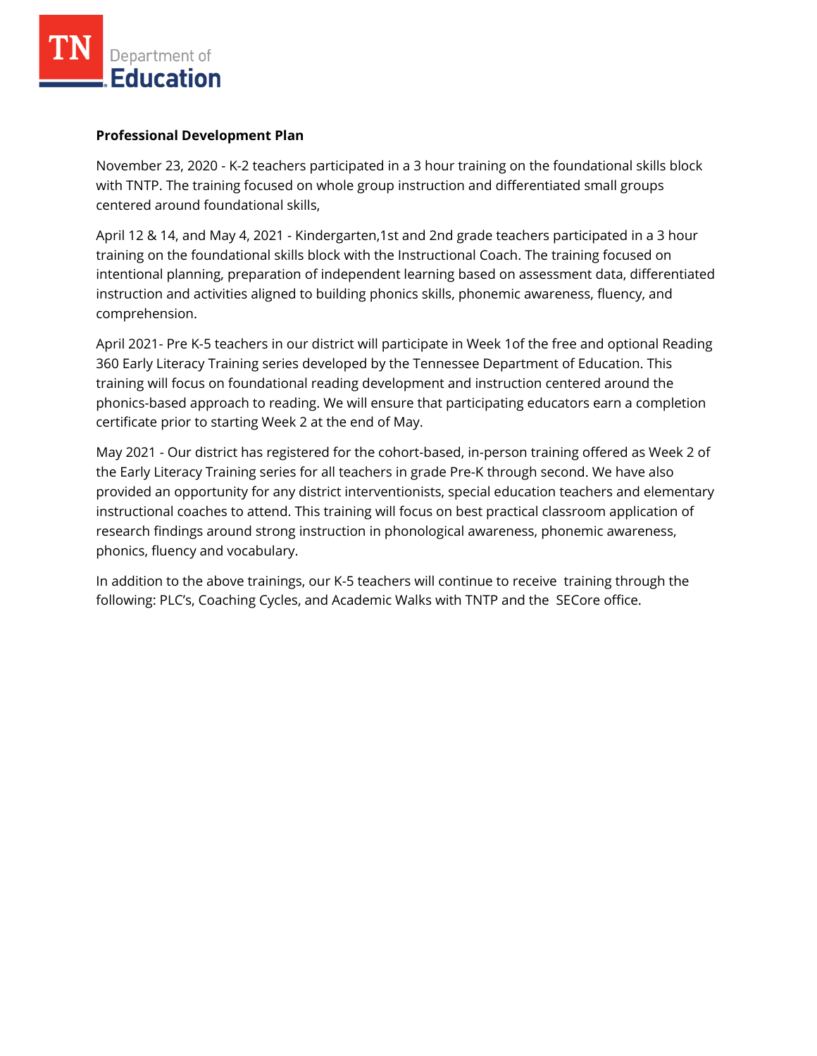**Professional Development Plan**

November 23, 2020 - K-2 teachers participated in a 3 hour training on the foundational skills block with TNTP. The training focused on whole group instruction and differentiated small groups centered around foundational skills,

April 12 & 14, and May 4, 2021 - Kindergarten,1st and 2nd grade teachers participated in a 3 hour training on the foundational skills block with the Instructional Coach. The training focused on intentional planning, preparation of independent learning based on assessment data, differentiated instruction and activities aligned to building phonics skills, phonemic awareness, fluency, and comprehension.

April 2021- Pre K-5 teachers in our district will participate in Week 1of the free and optional Reading 360 Early Literacy Training series developed by the Tennessee Department of Education. This training will focus on foundational reading development and instruction centered around the phonics-based approach to reading. We will ensure that participating educators earn a completion certificate prior to starting Week 2 at the end of May.

May 2021 - Our district has registered for the cohort-based, in-person training offered as Week 2 of the Early Literacy Training series for all teachers in grade Pre-K through second. We have also provided an opportunity for any district interventionists, special education teachers and elementary instructional coaches to attend. This training will focus on best practical classroom application of research findings around strong instruction in phonological awareness, phonemic awareness, phonics, fluency and vocabulary.

In addition to the above trainings, our K-5 teachers will continue to receive training through the following: PLC's, Coaching Cycles, and Academic Walks with TNTP and the SECore office.